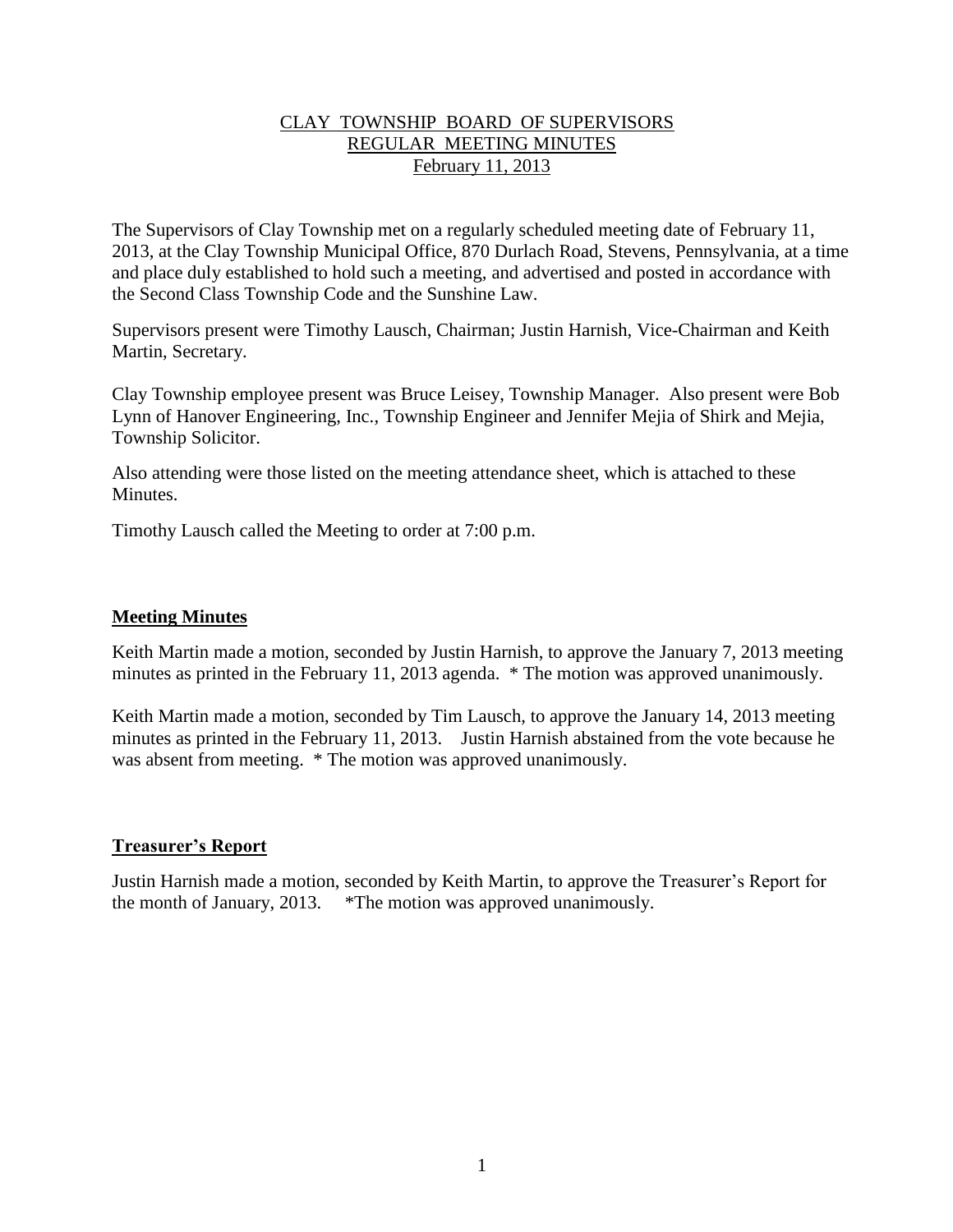# CLAY TOWNSHIP BOARD OF SUPERVISORS
# REGULAR MEETING MINUTES
# February 11, 2013

The Supervisors of Clay Township met on a regularly scheduled meeting date of February 11, 2013, at the Clay Township Municipal Office, 870 Durlach Road, Stevens, Pennsylvania, at a time and place duly established to hold such a meeting, and advertised and posted in accordance with the Second Class Township Code and the Sunshine Law.

Supervisors present were Timothy Lausch, Chairman; Justin Harnish, Vice-Chairman and Keith Martin, Secretary.

Clay Township employee present was Bruce Leisey, Township Manager. Also present were Bob Lynn of Hanover Engineering, Inc., Township Engineer and Jennifer Mejia of Shirk and Mejia, Township Solicitor.

Also attending were those listed on the meeting attendance sheet, which is attached to these Minutes.

Timothy Lausch called the Meeting to order at 7:00 p.m.

## Meeting Minutes

Keith Martin made a motion, seconded by Justin Harnish, to approve the January 7, 2013 meeting minutes as printed in the February 11, 2013 agenda. * The motion was approved unanimously.

Keith Martin made a motion, seconded by Tim Lausch, to approve the January 14, 2013 meeting minutes as printed in the February 11, 2013. Justin Harnish abstained from the vote because he was absent from meeting. * The motion was approved unanimously.

## Treasurer's Report

Justin Harnish made a motion, seconded by Keith Martin, to approve the Treasurer's Report for the month of January, 2013. *The motion was approved unanimously.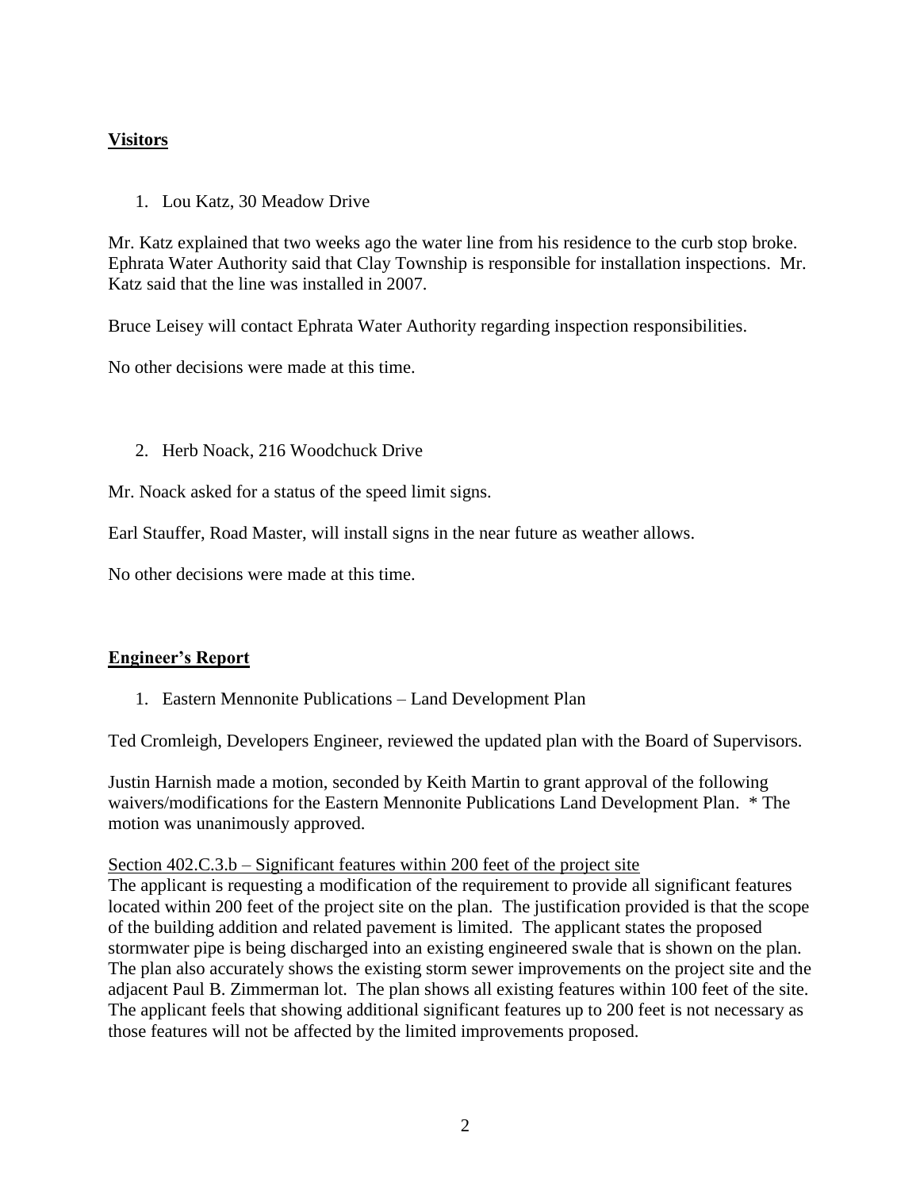## **Visitors**

1. Lou Katz, 30 Meadow Drive

Mr. Katz explained that two weeks ago the water line from his residence to the curb stop broke. Ephrata Water Authority said that Clay Township is responsible for installation inspections. Mr. Katz said that the line was installed in 2007.

Bruce Leisey will contact Ephrata Water Authority regarding inspection responsibilities.

No other decisions were made at this time.

2. Herb Noack, 216 Woodchuck Drive

Mr. Noack asked for a status of the speed limit signs.

Earl Stauffer, Road Master, will install signs in the near future as weather allows.

No other decisions were made at this time.

## **Engineer's Report**

1. Eastern Mennonite Publications – Land Development Plan

Ted Cromleigh, Developers Engineer, reviewed the updated plan with the Board of Supervisors.

Justin Harnish made a motion, seconded by Keith Martin to grant approval of the following waivers/modifications for the Eastern Mennonite Publications Land Development Plan. * The motion was unanimously approved.

<u>Section 402.C.3.b – Significant features within 200 feet of the project site</u>
The applicant is requesting a modification of the requirement to provide all significant features located within 200 feet of the project site on the plan. The justification provided is that the scope of the building addition and related pavement is limited. The applicant states the proposed stormwater pipe is being discharged into an existing engineered swale that is shown on the plan. The plan also accurately shows the existing storm sewer improvements on the project site and the adjacent Paul B. Zimmerman lot. The plan shows all existing features within 100 feet of the site. The applicant feels that showing additional significant features up to 200 feet is not necessary as those features will not be affected by the limited improvements proposed.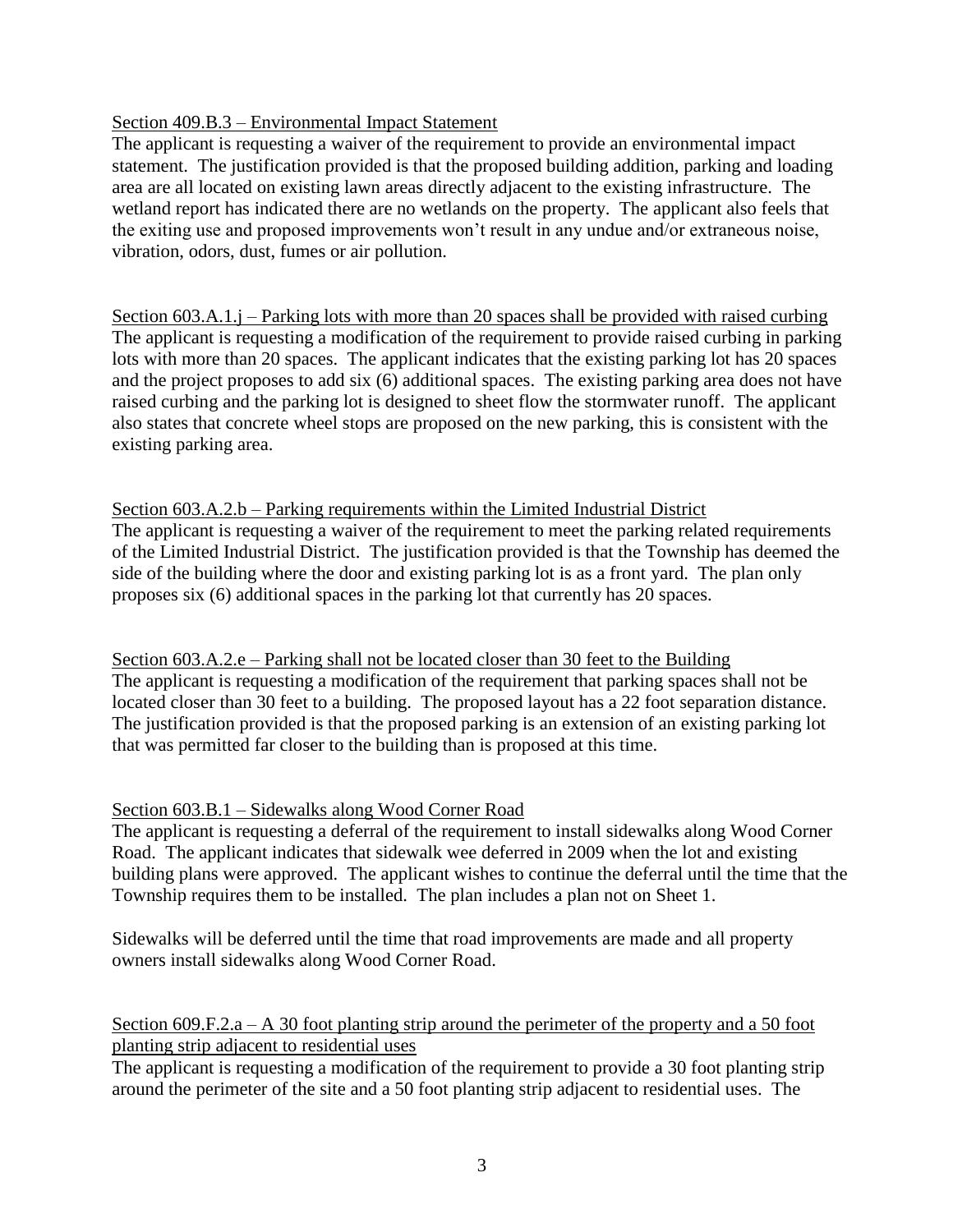Section 409.B.3 – Environmental Impact Statement

The applicant is requesting a waiver of the requirement to provide an environmental impact statement. The justification provided is that the proposed building addition, parking and loading area are all located on existing lawn areas directly adjacent to the existing infrastructure. The wetland report has indicated there are no wetlands on the property. The applicant also feels that the exiting use and proposed improvements won't result in any undue and/or extraneous noise, vibration, odors, dust, fumes or air pollution.

Section 603.A.1.j – Parking lots with more than 20 spaces shall be provided with raised curbing

The applicant is requesting a modification of the requirement to provide raised curbing in parking lots with more than 20 spaces. The applicant indicates that the existing parking lot has 20 spaces and the project proposes to add six (6) additional spaces. The existing parking area does not have raised curbing and the parking lot is designed to sheet flow the stormwater runoff. The applicant also states that concrete wheel stops are proposed on the new parking, this is consistent with the existing parking area.

Section 603.A.2.b – Parking requirements within the Limited Industrial District

The applicant is requesting a waiver of the requirement to meet the parking related requirements of the Limited Industrial District. The justification provided is that the Township has deemed the side of the building where the door and existing parking lot is as a front yard. The plan only proposes six (6) additional spaces in the parking lot that currently has 20 spaces.

Section 603.A.2.e – Parking shall not be located closer than 30 feet to the Building

The applicant is requesting a modification of the requirement that parking spaces shall not be located closer than 30 feet to a building. The proposed layout has a 22 foot separation distance. The justification provided is that the proposed parking is an extension of an existing parking lot that was permitted far closer to the building than is proposed at this time.

Section 603.B.1 – Sidewalks along Wood Corner Road

The applicant is requesting a deferral of the requirement to install sidewalks along Wood Corner Road. The applicant indicates that sidewalk wee deferred in 2009 when the lot and existing building plans were approved. The applicant wishes to continue the deferral until the time that the Township requires them to be installed. The plan includes a plan not on Sheet 1.

Sidewalks will be deferred until the time that road improvements are made and all property owners install sidewalks along Wood Corner Road.

Section 609.F.2.a – A 30 foot planting strip around the perimeter of the property and a 50 foot planting strip adjacent to residential uses

The applicant is requesting a modification of the requirement to provide a 30 foot planting strip around the perimeter of the site and a 50 foot planting strip adjacent to residential uses. The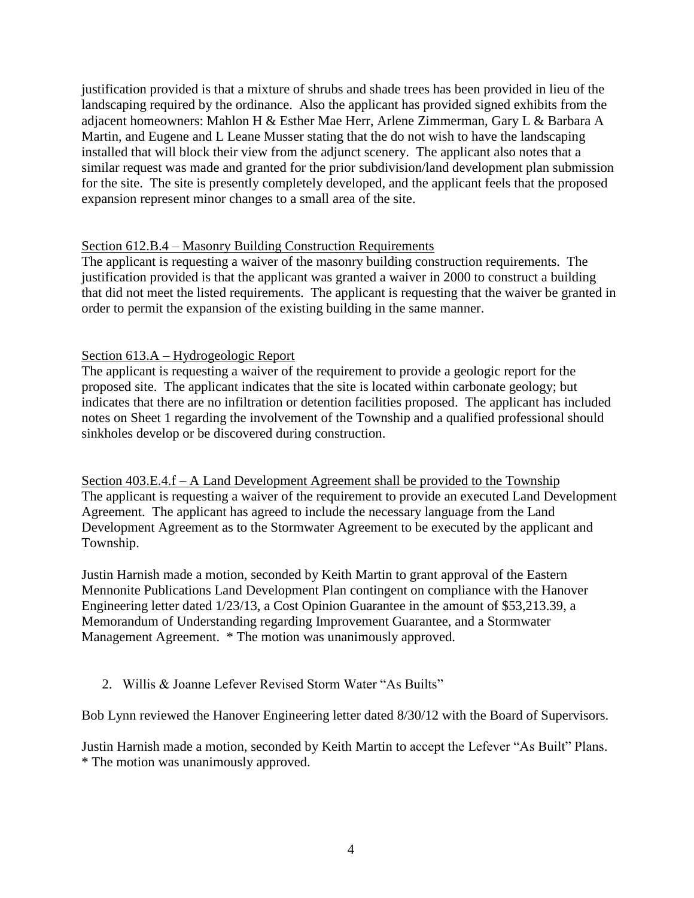justification provided is that a mixture of shrubs and shade trees has been provided in lieu of the landscaping required by the ordinance. Also the applicant has provided signed exhibits from the adjacent homeowners: Mahlon H & Esther Mae Herr, Arlene Zimmerman, Gary L & Barbara A Martin, and Eugene and L Leane Musser stating that the do not wish to have the landscaping installed that will block their view from the adjunct scenery. The applicant also notes that a similar request was made and granted for the prior subdivision/land development plan submission for the site. The site is presently completely developed, and the applicant feels that the proposed expansion represent minor changes to a small area of the site.

<u>Section 612.B.4 – Masonry Building Construction Requirements</u>

The applicant is requesting a waiver of the masonry building construction requirements. The justification provided is that the applicant was granted a waiver in 2000 to construct a building that did not meet the listed requirements. The applicant is requesting that the waiver be granted in order to permit the expansion of the existing building in the same manner.

<u>Section 613.A – Hydrogeologic Report</u>

The applicant is requesting a waiver of the requirement to provide a geologic report for the proposed site. The applicant indicates that the site is located within carbonate geology; but indicates that there are no infiltration or detention facilities proposed. The applicant has included notes on Sheet 1 regarding the involvement of the Township and a qualified professional should sinkholes develop or be discovered during construction.

<u>Section 403.E.4.f – A Land Development Agreement shall be provided to the Township</u>

The applicant is requesting a waiver of the requirement to provide an executed Land Development Agreement. The applicant has agreed to include the necessary language from the Land Development Agreement as to the Stormwater Agreement to be executed by the applicant and Township.

Justin Harnish made a motion, seconded by Keith Martin to grant approval of the Eastern Mennonite Publications Land Development Plan contingent on compliance with the Hanover Engineering letter dated 1/23/13, a Cost Opinion Guarantee in the amount of $53,213.39, a Memorandum of Understanding regarding Improvement Guarantee, and a Stormwater Management Agreement. * The motion was unanimously approved.

2. Willis & Joanne Lefever Revised Storm Water "As Builts"

Bob Lynn reviewed the Hanover Engineering letter dated 8/30/12 with the Board of Supervisors.

Justin Harnish made a motion, seconded by Keith Martin to accept the Lefever "As Built" Plans. * The motion was unanimously approved.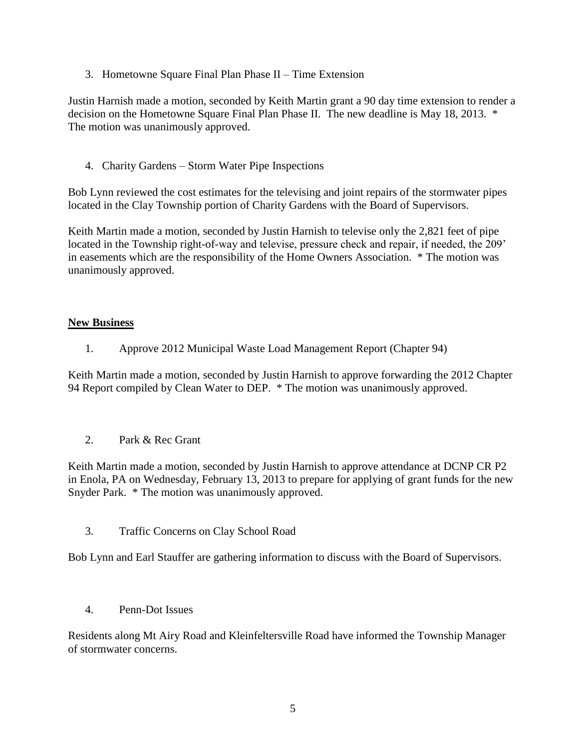3. Hometowne Square Final Plan Phase II – Time Extension

Justin Harnish made a motion, seconded by Keith Martin grant a 90 day time extension to render a decision on the Hometowne Square Final Plan Phase II. The new deadline is May 18, 2013. * The motion was unanimously approved.

4. Charity Gardens – Storm Water Pipe Inspections

Bob Lynn reviewed the cost estimates for the televising and joint repairs of the stormwater pipes located in the Clay Township portion of Charity Gardens with the Board of Supervisors.

Keith Martin made a motion, seconded by Justin Harnish to televise only the 2,821 feet of pipe located in the Township right-of-way and televise, pressure check and repair, if needed, the 209' in easements which are the responsibility of the Home Owners Association. * The motion was unanimously approved.

## **New Business**

1. Approve 2012 Municipal Waste Load Management Report (Chapter 94)

Keith Martin made a motion, seconded by Justin Harnish to approve forwarding the 2012 Chapter 94 Report compiled by Clean Water to DEP. * The motion was unanimously approved.

2. Park & Rec Grant

Keith Martin made a motion, seconded by Justin Harnish to approve attendance at DCNP CR P2 in Enola, PA on Wednesday, February 13, 2013 to prepare for applying of grant funds for the new Snyder Park. * The motion was unanimously approved.

3. Traffic Concerns on Clay School Road

Bob Lynn and Earl Stauffer are gathering information to discuss with the Board of Supervisors.

4. Penn-Dot Issues

Residents along Mt Airy Road and Kleinfeltersville Road have informed the Township Manager of stormwater concerns.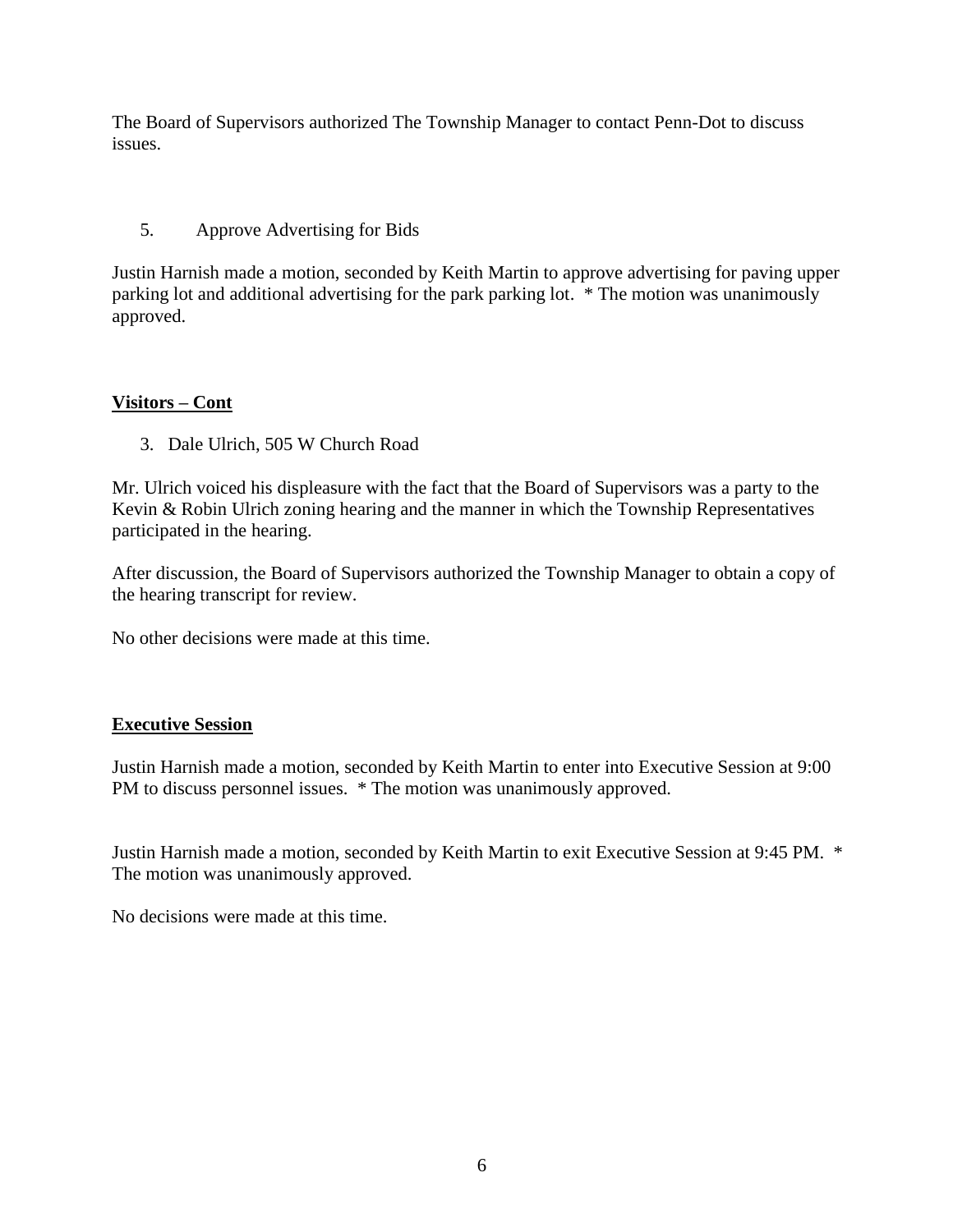The Board of Supervisors authorized The Township Manager to contact Penn-Dot to discuss issues.

5. Approve Advertising for Bids

Justin Harnish made a motion, seconded by Keith Martin to approve advertising for paving upper parking lot and additional advertising for the park parking lot. * The motion was unanimously approved.

**Visitors – Cont**

3. Dale Ulrich, 505 W Church Road

Mr. Ulrich voiced his displeasure with the fact that the Board of Supervisors was a party to the Kevin & Robin Ulrich zoning hearing and the manner in which the Township Representatives participated in the hearing.

After discussion, the Board of Supervisors authorized the Township Manager to obtain a copy of the hearing transcript for review.

No other decisions were made at this time.

**Executive Session**

Justin Harnish made a motion, seconded by Keith Martin to enter into Executive Session at 9:00 PM to discuss personnel issues. * The motion was unanimously approved.

Justin Harnish made a motion, seconded by Keith Martin to exit Executive Session at 9:45 PM. * The motion was unanimously approved.

No decisions were made at this time.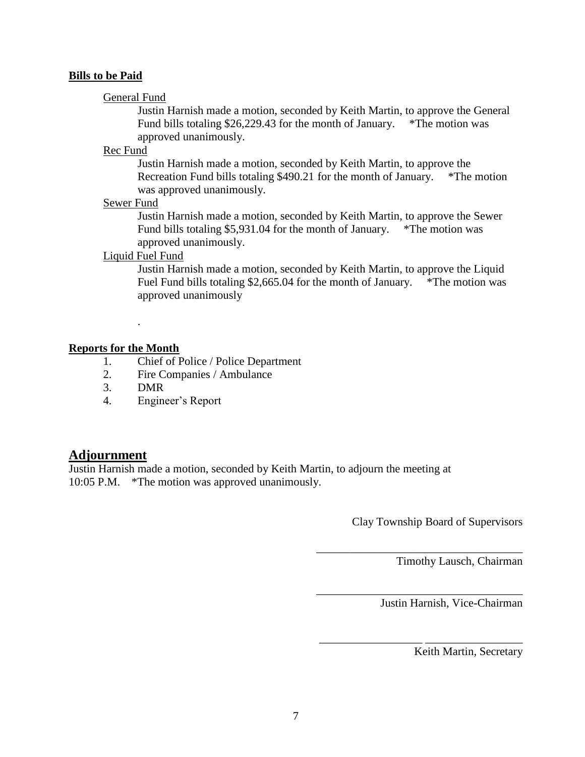**Bills to be Paid**

General Fund

Justin Harnish made a motion, seconded by Keith Martin, to approve the General Fund bills totaling $26,229.43 for the month of January. *The motion was approved unanimously.

Rec Fund

Justin Harnish made a motion, seconded by Keith Martin, to approve the Recreation Fund bills totaling $490.21 for the month of January. *The motion was approved unanimously.

Sewer Fund

Justin Harnish made a motion, seconded by Keith Martin, to approve the Sewer Fund bills totaling $5,931.04 for the month of January. *The motion was approved unanimously.

Liquid Fuel Fund

Justin Harnish made a motion, seconded by Keith Martin, to approve the Liquid Fuel Fund bills totaling $2,665.04 for the month of January. *The motion was approved unanimously

.

**Reports for the Month**

1. Chief of Police / Police Department
2. Fire Companies / Ambulance
3. DMR
4. Engineer's Report

## Adjournment

Justin Harnish made a motion, seconded by Keith Martin, to adjourn the meeting at 10:05 P.M. *The motion was approved unanimously.

Clay Township Board of Supervisors

_____________________________________
Timothy Lausch, Chairman

_____________________________________
Justin Harnish, Vice-Chairman

_____________________________________
Keith Martin, Secretary